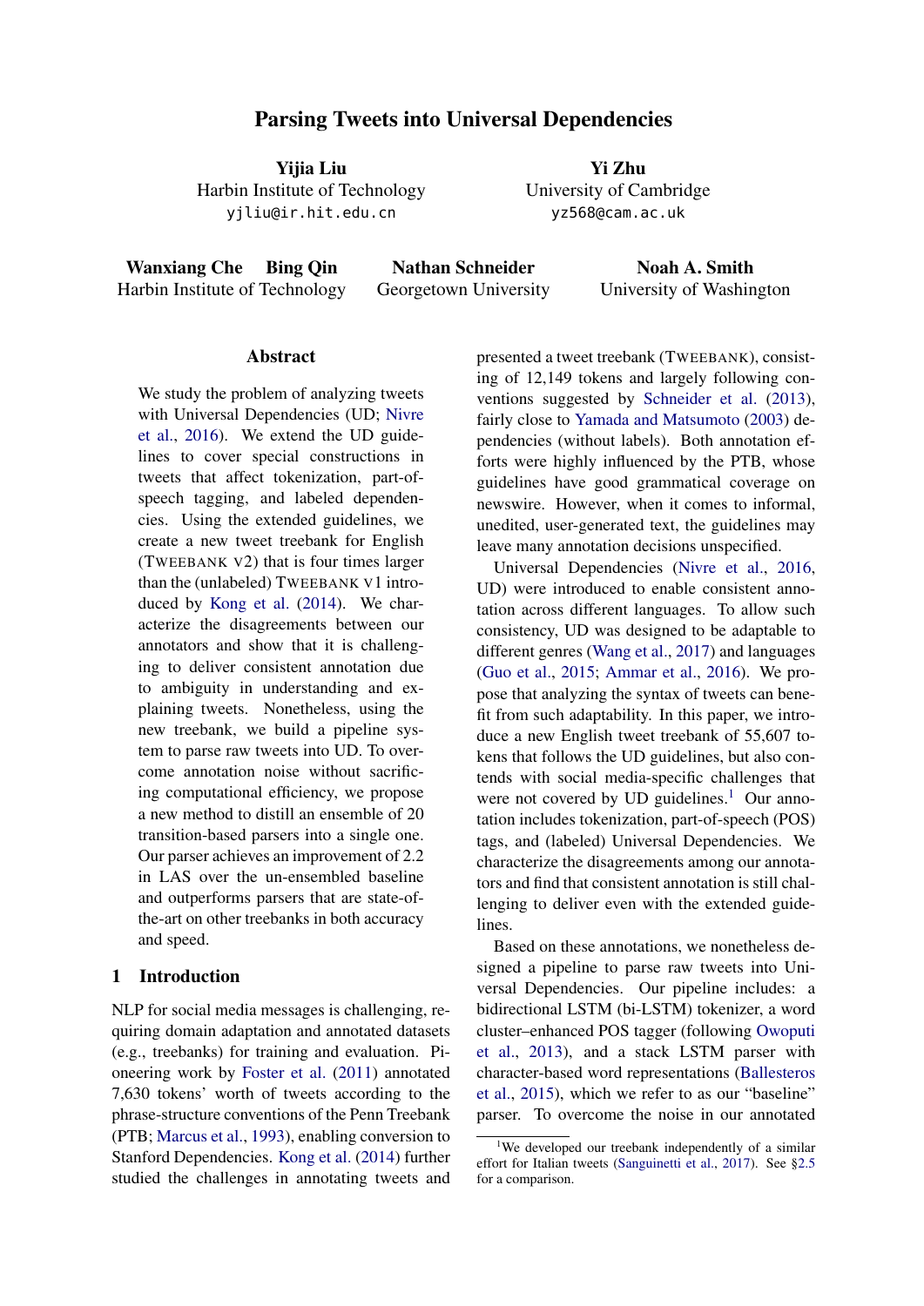# Parsing Tweets into Universal Dependencies

**Yijia Liu**
Harbin Institute of Technology
yjliu@ir.hit.edu.cn

**Yi Zhu**
University of Cambridge
yz568@cam.ac.uk

**Wanxiang Che  Bing Qin**
Harbin Institute of Technology

**Nathan Schneider**
Georgetown University

**Noah A. Smith**
University of Washington

## Abstract

We study the problem of analyzing tweets with Universal Dependencies (UD; Nivre et al., 2016). We extend the UD guidelines to cover special constructions in tweets that affect tokenization, part-of-speech tagging, and labeled dependencies. Using the extended guidelines, we create a new tweet treebank for English (TWEEBANK V2) that is four times larger than the (unlabeled) TWEEBANK V1 introduced by Kong et al. (2014). We characterize the disagreements between our annotators and show that it is challenging to deliver consistent annotation due to ambiguity in understanding and explaining tweets. Nonetheless, using the new treebank, we build a pipeline system to parse raw tweets into UD. To overcome annotation noise without sacrificing computational efficiency, we propose a new method to distill an ensemble of 20 transition-based parsers into a single one. Our parser achieves an improvement of 2.2 in LAS over the un-ensembled baseline and outperforms parsers that are state-of-the-art on other treebanks in both accuracy and speed.

## 1 Introduction

NLP for social media messages is challenging, requiring domain adaptation and annotated datasets (e.g., treebanks) for training and evaluation. Pioneering work by Foster et al. (2011) annotated 7,630 tokens' worth of tweets according to the phrase-structure conventions of the Penn Treebank (PTB; Marcus et al., 1993), enabling conversion to Stanford Dependencies. Kong et al. (2014) further studied the challenges in annotating tweets and presented a tweet treebank (TWEEBANK), consisting of 12,149 tokens and largely following conventions suggested by Schneider et al. (2013), fairly close to Yamada and Matsumoto (2003) dependencies (without labels). Both annotation efforts were highly influenced by the PTB, whose guidelines have good grammatical coverage on newswire. However, when it comes to informal, unedited, user-generated text, the guidelines may leave many annotation decisions unspecified.

Universal Dependencies (Nivre et al., 2016, UD) were introduced to enable consistent annotation across different languages. To allow such consistency, UD was designed to be adaptable to different genres (Wang et al., 2017) and languages (Guo et al., 2015; Ammar et al., 2016). We propose that analyzing the syntax of tweets can benefit from such adaptability. In this paper, we introduce a new English tweet treebank of 55,607 tokens that follows the UD guidelines, but also contends with social media-specific challenges that were not covered by UD guidelines.[1] Our annotation includes tokenization, part-of-speech (POS) tags, and (labeled) Universal Dependencies. We characterize the disagreements among our annotators and find that consistent annotation is still challenging to deliver even with the extended guidelines.

Based on these annotations, we nonetheless designed a pipeline to parse raw tweets into Universal Dependencies. Our pipeline includes: a bidirectional LSTM (bi-LSTM) tokenizer, a word cluster–enhanced POS tagger (following Owoputi et al., 2013), and a stack LSTM parser with character-based word representations (Ballesteros et al., 2015), which we refer to as our "baseline" parser. To overcome the noise in our annotated

[1] We developed our treebank independently of a similar effort for Italian tweets (Sanguinetti et al., 2017). See §2.5 for a comparison.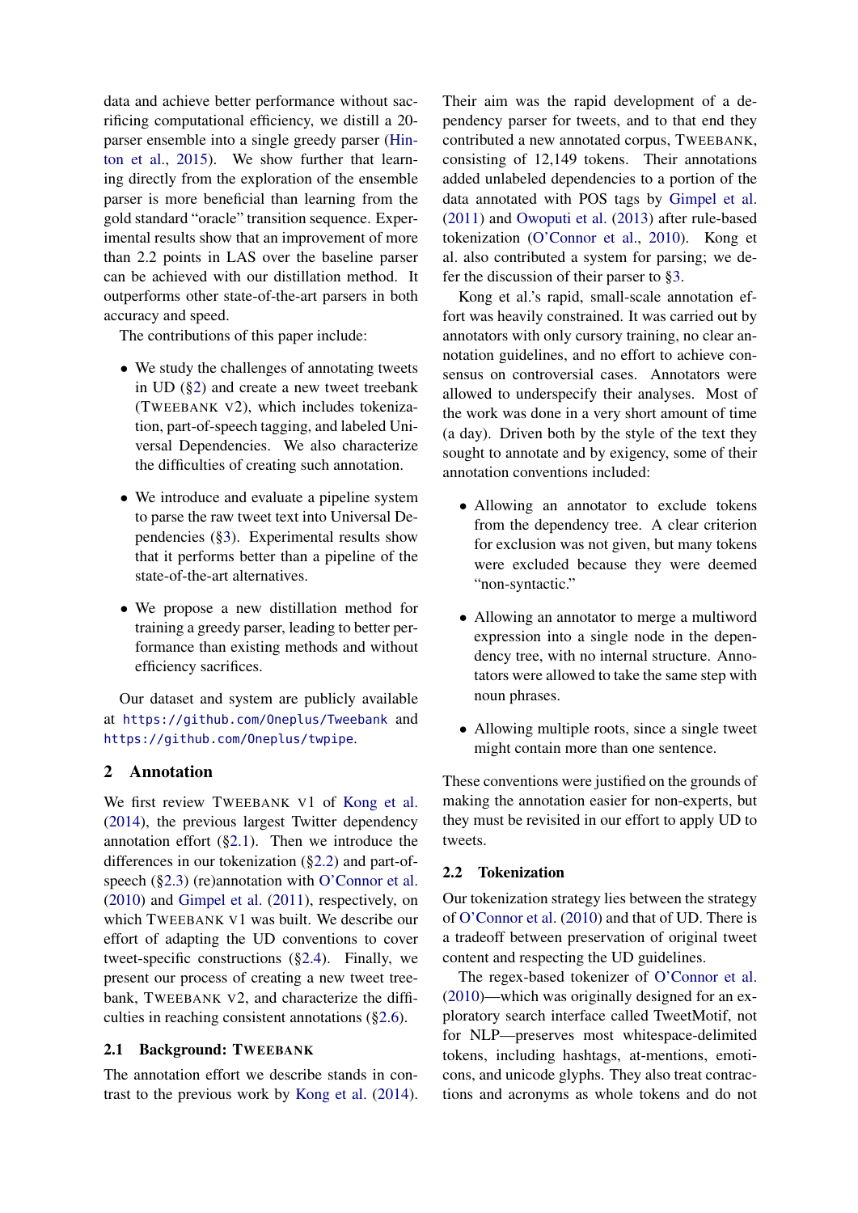data and achieve better performance without sacrificing computational efficiency, we distill a 20-parser ensemble into a single greedy parser (Hinton et al., 2015). We show further that learning directly from the exploration of the ensemble parser is more beneficial than learning from the gold standard "oracle" transition sequence. Experimental results show that an improvement of more than 2.2 points in LAS over the baseline parser can be achieved with our distillation method. It outperforms other state-of-the-art parsers in both accuracy and speed.

The contributions of this paper include:

- We study the challenges of annotating tweets in UD (§2) and create a new tweet treebank (TWEEBANK V2), which includes tokenization, part-of-speech tagging, and labeled Universal Dependencies. We also characterize the difficulties of creating such annotation.
- We introduce and evaluate a pipeline system to parse the raw tweet text into Universal Dependencies (§3). Experimental results show that it performs better than a pipeline of the state-of-the-art alternatives.
- We propose a new distillation method for training a greedy parser, leading to better performance than existing methods and without efficiency sacrifices.

Our dataset and system are publicly available at https://github.com/Oneplus/Tweebank and https://github.com/Oneplus/twpipe.

## 2 Annotation

We first review TWEEBANK V1 of Kong et al. (2014), the previous largest Twitter dependency annotation effort (§2.1). Then we introduce the differences in our tokenization (§2.2) and part-of-speech (§2.3) (re)annotation with O'Connor et al. (2010) and Gimpel et al. (2011), respectively, on which TWEEBANK V1 was built. We describe our effort of adapting the UD conventions to cover tweet-specific constructions (§2.4). Finally, we present our process of creating a new tweet treebank, TWEEBANK V2, and characterize the difficulties in reaching consistent annotations (§2.6).

### 2.1 Background: TWEEBANK

The annotation effort we describe stands in contrast to the previous work by Kong et al. (2014). Their aim was the rapid development of a dependency parser for tweets, and to that end they contributed a new annotated corpus, TWEEBANK, consisting of 12,149 tokens. Their annotations added unlabeled dependencies to a portion of the data annotated with POS tags by Gimpel et al. (2011) and Owoputi et al. (2013) after rule-based tokenization (O'Connor et al., 2010). Kong et al. also contributed a system for parsing; we defer the discussion of their parser to §3.

Kong et al.'s rapid, small-scale annotation effort was heavily constrained. It was carried out by annotators with only cursory training, no clear annotation guidelines, and no effort to achieve consensus on controversial cases. Annotators were allowed to underspecify their analyses. Most of the work was done in a very short amount of time (a day). Driven both by the style of the text they sought to annotate and by exigency, some of their annotation conventions included:

- Allowing an annotator to exclude tokens from the dependency tree. A clear criterion for exclusion was not given, but many tokens were excluded because they were deemed "non-syntactic."
- Allowing an annotator to merge a multiword expression into a single node in the dependency tree, with no internal structure. Annotators were allowed to take the same step with noun phrases.
- Allowing multiple roots, since a single tweet might contain more than one sentence.

These conventions were justified on the grounds of making the annotation easier for non-experts, but they must be revisited in our effort to apply UD to tweets.

### 2.2 Tokenization

Our tokenization strategy lies between the strategy of O'Connor et al. (2010) and that of UD. There is a tradeoff between preservation of original tweet content and respecting the UD guidelines.

The regex-based tokenizer of O'Connor et al. (2010)—which was originally designed for an exploratory search interface called TweetMotif, not for NLP—preserves most whitespace-delimited tokens, including hashtags, at-mentions, emoticons, and unicode glyphs. They also treat contractions and acronyms as whole tokens and do not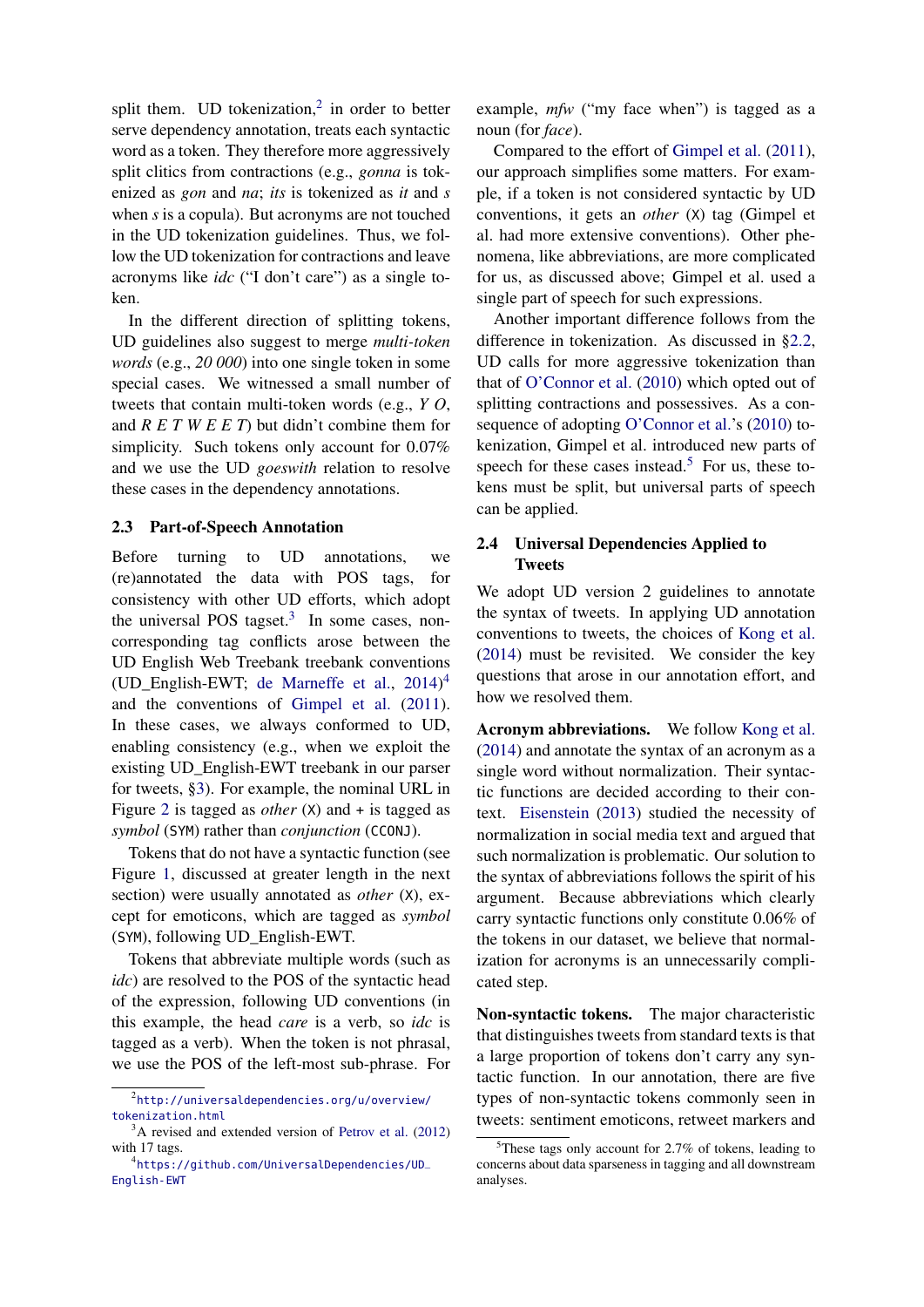split them. UD tokenization,[2] in order to better serve dependency annotation, treats each syntactic word as a token. They therefore more aggressively split clitics from contractions (e.g., *gonna* is tokenized as *gon* and *na*; *its* is tokenized as *it* and *s* when *s* is a copula). But acronyms are not touched in the UD tokenization guidelines. Thus, we follow the UD tokenization for contractions and leave acronyms like *idc* ("I don't care") as a single token.

In the different direction of splitting tokens, UD guidelines also suggest to merge *multi-token words* (e.g., *20 000*) into one single token in some special cases. We witnessed a small number of tweets that contain multi-token words (e.g., *Y O*, and *R E T W E E T*) but didn't combine them for simplicity. Such tokens only account for 0.07% and we use the UD *goeswith* relation to resolve these cases in the dependency annotations.

### 2.3 Part-of-Speech Annotation

Before turning to UD annotations, we (re)annotated the data with POS tags, for consistency with other UD efforts, which adopt the universal POS tagset.[3] In some cases, non-corresponding tag conflicts arose between the UD English Web Treebank treebank conventions (UD_English-EWT; de Marneffe et al., 2014)[4] and the conventions of Gimpel et al. (2011). In these cases, we always conformed to UD, enabling consistency (e.g., when we exploit the existing UD_English-EWT treebank in our parser for tweets, §3). For example, the nominal URL in Figure 2 is tagged as *other* (`X`) and + is tagged as *symbol* (`SYM`) rather than *conjunction* (`CCONJ`).

Tokens that do not have a syntactic function (see Figure 1, discussed at greater length in the next section) were usually annotated as *other* (`X`), except for emoticons, which are tagged as *symbol* (`SYM`), following UD_English-EWT.

Tokens that abbreviate multiple words (such as *idc*) are resolved to the POS of the syntactic head of the expression, following UD conventions (in this example, the head *care* is a verb, so *idc* is tagged as a verb). When the token is not phrasal, we use the POS of the left-most sub-phrase. For example, *mfw* ("my face when") is tagged as a noun (for *face*).

Compared to the effort of Gimpel et al. (2011), our approach simplifies some matters. For example, if a token is not considered syntactic by UD conventions, it gets an *other* (`X`) tag (Gimpel et al. had more extensive conventions). Other phenomena, like abbreviations, are more complicated for us, as discussed above; Gimpel et al. used a single part of speech for such expressions.

Another important difference follows from the difference in tokenization. As discussed in §2.2, UD calls for more aggressive tokenization than that of O'Connor et al. (2010) which opted out of splitting contractions and possessives. As a consequence of adopting O'Connor et al.'s (2010) tokenization, Gimpel et al. introduced new parts of speech for these cases instead.[5] For us, these tokens must be split, but universal parts of speech can be applied.

### 2.4 Universal Dependencies Applied to Tweets

We adopt UD version 2 guidelines to annotate the syntax of tweets. In applying UD annotation conventions to tweets, the choices of Kong et al. (2014) must be revisited. We consider the key questions that arose in our annotation effort, and how we resolved them.

**Acronym abbreviations.** We follow Kong et al. (2014) and annotate the syntax of an acronym as a single word without normalization. Their syntactic functions are decided according to their context. Eisenstein (2013) studied the necessity of normalization in social media text and argued that such normalization is problematic. Our solution to the syntax of abbreviations follows the spirit of his argument. Because abbreviations which clearly carry syntactic functions only constitute 0.06% of the tokens in our dataset, we believe that normalization for acronyms is an unnecessarily complicated step.

**Non-syntactic tokens.** The major characteristic that distinguishes tweets from standard texts is that a large proportion of tokens don't carry any syntactic function. In our annotation, there are five types of non-syntactic tokens commonly seen in tweets: sentiment emoticons, retweet markers and

---

[2] http://universaldependencies.org/u/overview/tokenization.html

[3] A revised and extended version of Petrov et al. (2012) with 17 tags.

[4] https://github.com/UniversalDependencies/UD_English-EWT

[5] These tags only account for 2.7% of tokens, leading to concerns about data sparseness in tagging and all downstream analyses.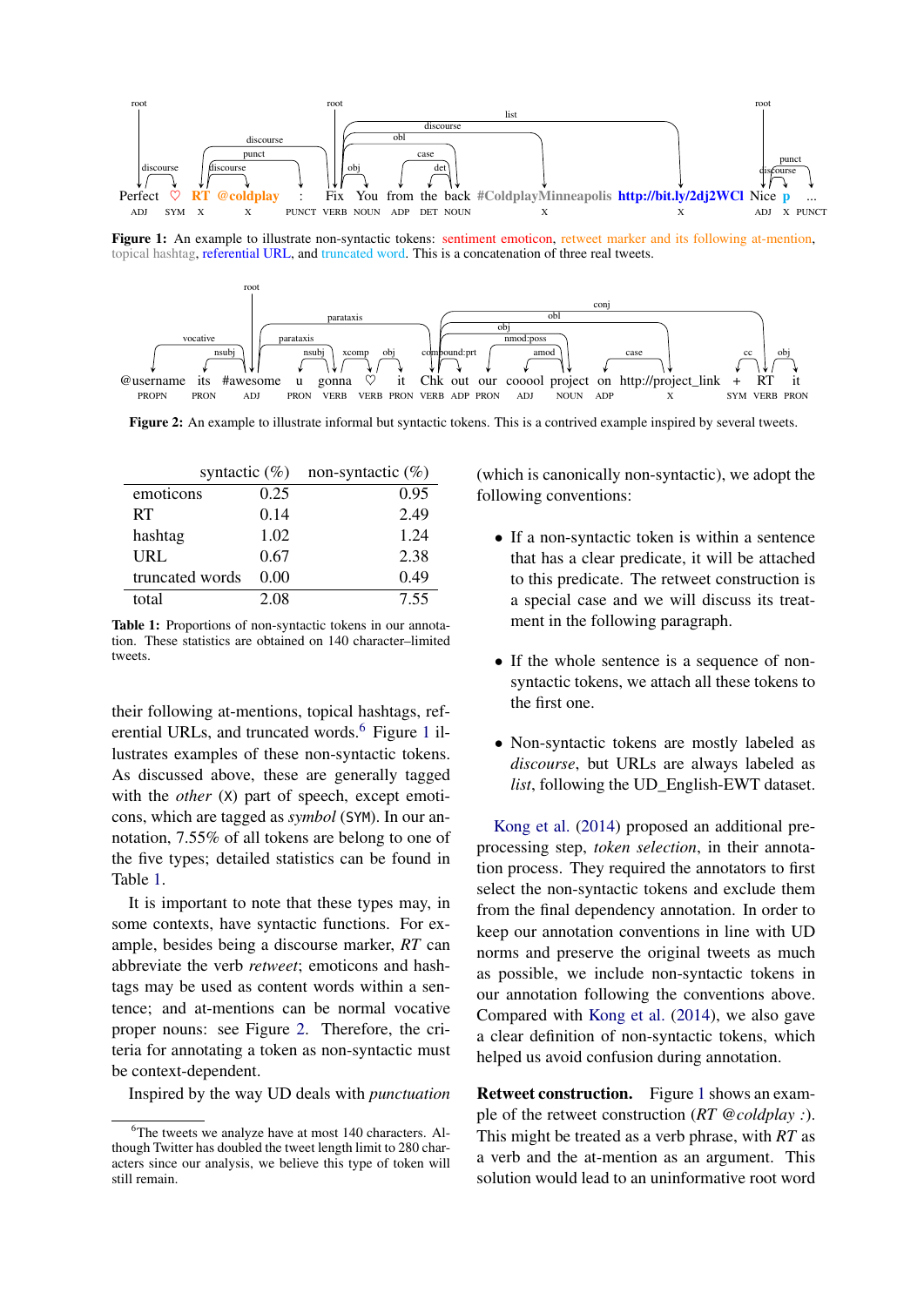Perfect ♡ RT @coldplay : Fix You from the back #ColdplayMinneapolis http://bit.ly/2dj2WCl Nice p ...

ADJ SYM X X PUNCT VERB NOUN ADP DET NOUN X X ADJ X PUNCT

**Figure 1:** An example to illustrate non-syntactic tokens: sentiment emoticon, retweet marker and its following at-mention, topical hashtag, referential URL, and truncated word. This is a concatenation of three real tweets.

@username its #awesome u gonna ♡ it Chk out our cooool project on http://project_link + RT it

PROPN PRON ADJ PRON VERB VERB PRON VERB ADP PRON ADJ NOUN ADP X SYM VERB PRON

**Figure 2:** An example to illustrate informal but syntactic tokens. This is a contrived example inspired by several tweets.

| | syntactic (%) | non-syntactic (%) |
|---|---|---|
| emoticons | 0.25 | 0.95 |
| RT | 0.14 | 2.49 |
| hashtag | 1.02 | 1.24 |
| URL | 0.67 | 2.38 |
| truncated words | 0.00 | 0.49 |
| total | 2.08 | 7.55 |

**Table 1:** Proportions of non-syntactic tokens in our annotation. These statistics are obtained on 140 character–limited tweets.

their following at-mentions, topical hashtags, referential URLs, and truncated words.[6] Figure 1 illustrates examples of these non-syntactic tokens. As discussed above, these are generally tagged with the *other* (X) part of speech, except emoticons, which are tagged as *symbol* (SYM). In our annotation, 7.55% of all tokens are belong to one of the five types; detailed statistics can be found in Table 1.

It is important to note that these types may, in some contexts, have syntactic functions. For example, besides being a discourse marker, *RT* can abbreviate the verb *retweet*; emoticons and hashtags may be used as content words within a sentence; and at-mentions can be normal vocative proper nouns: see Figure 2. Therefore, the criteria for annotating a token as non-syntactic must be context-dependent.

Inspired by the way UD deals with *punctuation* (which is canonically non-syntactic), we adopt the following conventions:

- If a non-syntactic token is within a sentence that has a clear predicate, it will be attached to this predicate. The retweet construction is a special case and we will discuss its treatment in the following paragraph.
- If the whole sentence is a sequence of non-syntactic tokens, we attach all these tokens to the first one.
- Non-syntactic tokens are mostly labeled as *discourse*, but URLs are always labeled as *list*, following the UD_English-EWT dataset.

Kong et al. (2014) proposed an additional preprocessing step, *token selection*, in their annotation process. They required the annotators to first select the non-syntactic tokens and exclude them from the final dependency annotation. In order to keep our annotation conventions in line with UD norms and preserve the original tweets as much as possible, we include non-syntactic tokens in our annotation following the conventions above. Compared with Kong et al. (2014), we also gave a clear definition of non-syntactic tokens, which helped us avoid confusion during annotation.

**Retweet construction.** Figure 1 shows an example of the retweet construction (*RT @coldplay :*). This might be treated as a verb phrase, with *RT* as a verb and the at-mention as an argument. This solution would lead to an uninformative root word

[6] The tweets we analyze have at most 140 characters. Although Twitter has doubled the tweet length limit to 280 characters since our analysis, we believe this type of token will still remain.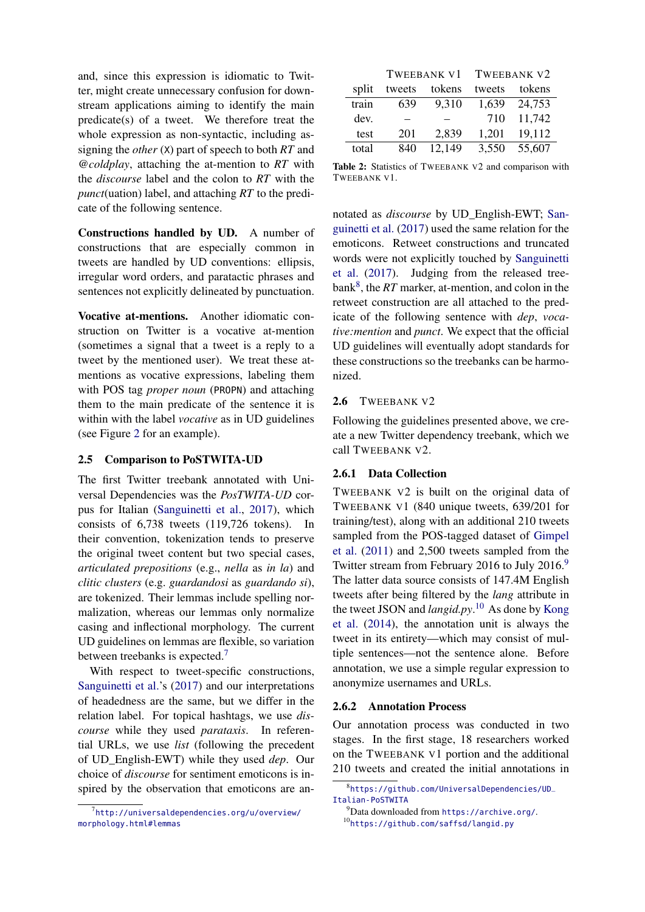and, since this expression is idiomatic to Twitter, might create unnecessary confusion for downstream applications aiming to identify the main predicate(s) of a tweet. We therefore treat the whole expression as non-syntactic, including assigning the *other* (X) part of speech to both *RT* and *@coldplay*, attaching the at-mention to *RT* with the *discourse* label and the colon to *RT* with the *punct*(uation) label, and attaching *RT* to the predicate of the following sentence.

**Constructions handled by UD.** A number of constructions that are especially common in tweets are handled by UD conventions: ellipsis, irregular word orders, and paratactic phrases and sentences not explicitly delineated by punctuation.

**Vocative at-mentions.** Another idiomatic construction on Twitter is a vocative at-mention (sometimes a signal that a tweet is a reply to a tweet by the mentioned user). We treat these at-mentions as vocative expressions, labeling them with POS tag *proper noun* (PROPN) and attaching them to the main predicate of the sentence it is within with the label *vocative* as in UD guidelines (see Figure 2 for an example).

### 2.5 Comparison to PoSTWITA-UD

The first Twitter treebank annotated with Universal Dependencies was the *PosTWITA-UD* corpus for Italian (Sanguinetti et al., 2017), which consists of 6,738 tweets (119,726 tokens). In their convention, tokenization tends to preserve the original tweet content but two special cases, *articulated prepositions* (e.g., *nella* as *in la*) and *clitic clusters* (e.g. *guardandosi* as *guardando si*), are tokenized. Their lemmas include spelling normalization, whereas our lemmas only normalize casing and inflectional morphology. The current UD guidelines on lemmas are flexible, so variation between treebanks is expected.[7]

With respect to tweet-specific constructions, Sanguinetti et al.'s (2017) and our interpretations of headedness are the same, but we differ in the relation label. For topical hashtags, we use *discourse* while they used *parataxis*. In referential URLs, we use *list* (following the precedent of UD_English-EWT) while they used *dep*. Our choice of *discourse* for sentiment emoticons is inspired by the observation that emoticons are annotated as *discourse* by UD_English-EWT; Sanguinetti et al. (2017) used the same relation for the emoticons. Retweet constructions and truncated words were not explicitly touched by Sanguinetti et al. (2017). Judging from the released treebank[8], the *RT* marker, at-mention, and colon in the retweet construction are all attached to the predicate of the following sentence with *dep*, *vocative:mention* and *punct*. We expect that the official UD guidelines will eventually adopt standards for these constructions so the treebanks can be harmonized.

| | TWEEBANK V1 | | TWEEBANK V2 | |
|---|---|---|---|---|
| split | tweets | tokens | tweets | tokens |
| train | 639 | 9,310 | 1,639 | 24,753 |
| dev. | – | – | 710 | 11,742 |
| test | 201 | 2,839 | 1,201 | 19,112 |
| total | 840 | 12,149 | 3,550 | 55,607 |

**Table 2:** Statistics of TWEEBANK V2 and comparison with TWEEBANK V1.

### 2.6 TWEEBANK V2

Following the guidelines presented above, we create a new Twitter dependency treebank, which we call TWEEBANK V2.

#### 2.6.1 Data Collection

TWEEBANK V2 is built on the original data of TWEEBANK V1 (840 unique tweets, 639/201 for training/test), along with an additional 210 tweets sampled from the POS-tagged dataset of Gimpel et al. (2011) and 2,500 tweets sampled from the Twitter stream from February 2016 to July 2016.[9] The latter data source consists of 147.4M English tweets after being filtered by the *lang* attribute in the tweet JSON and *langid.py*.[10] As done by Kong et al. (2014), the annotation unit is always the tweet in its entirety—which may consist of multiple sentences—not the sentence alone. Before annotation, we use a simple regular expression to anonymize usernames and URLs.

#### 2.6.2 Annotation Process

Our annotation process was conducted in two stages. In the first stage, 18 researchers worked on the TWEEBANK V1 portion and the additional 210 tweets and created the initial annotations in

[7] http://universaldependencies.org/u/overview/morphology.html#lemmas

[8] https://github.com/UniversalDependencies/UD_Italian-PoSTWITA

[9] Data downloaded from https://archive.org/.

[10] https://github.com/saffsd/langid.py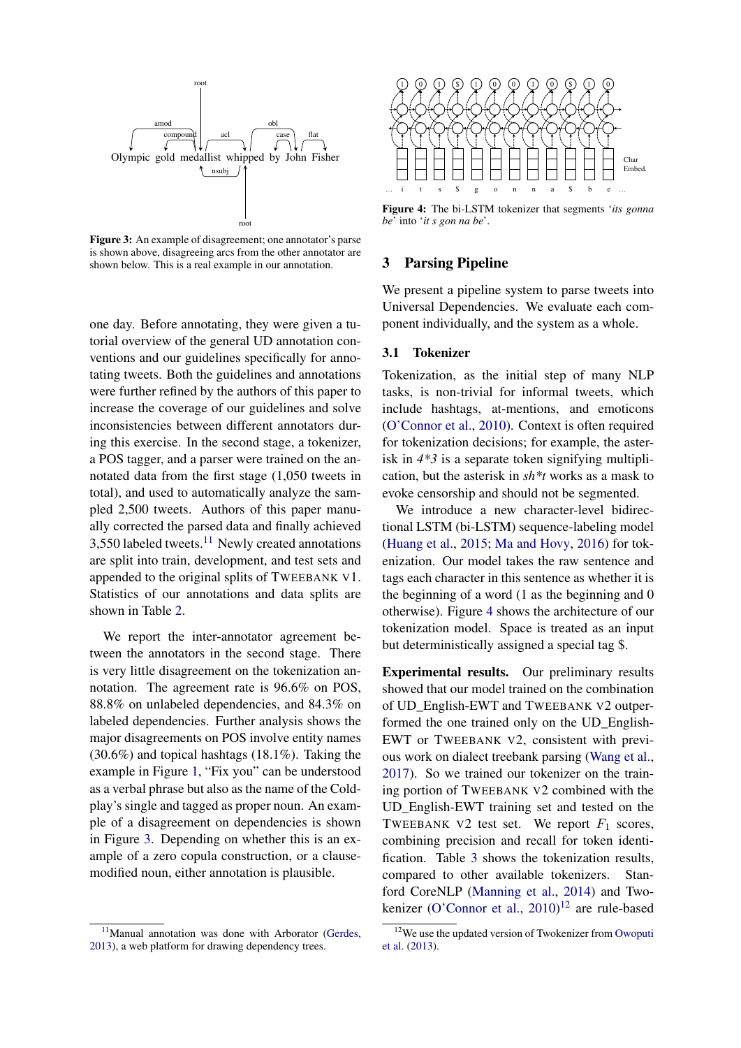Figure 3: An example of disagreement; one annotator's parse is shown above, disagreeing arcs from the other annotator are shown below. This is a real example in our annotation.

one day. Before annotating, they were given a tutorial overview of the general UD annotation conventions and our guidelines specifically for annotating tweets. Both the guidelines and annotations were further refined by the authors of this paper to increase the coverage of our guidelines and solve inconsistencies between different annotators during this exercise. In the second stage, a tokenizer, a POS tagger, and a parser were trained on the annotated data from the first stage (1,050 tweets in total), and used to automatically analyze the sampled 2,500 tweets. Authors of this paper manually corrected the parsed data and finally achieved 3,550 labeled tweets.[11] Newly created annotations are split into train, development, and test sets and appended to the original splits of TWEEBANK V1. Statistics of our annotations and data splits are shown in Table 2.

We report the inter-annotator agreement between the annotators in the second stage. There is very little disagreement on the tokenization annotation. The agreement rate is 96.6% on POS, 88.8% on unlabeled dependencies, and 84.3% on labeled dependencies. Further analysis shows the major disagreements on POS involve entity names (30.6%) and topical hashtags (18.1%). Taking the example in Figure 1, "Fix you" can be understood as a verbal phrase but also as the name of the Coldplay's single and tagged as proper noun. An example of a disagreement on dependencies is shown in Figure 3. Depending on whether this is an example of a zero copula construction, or a clause-modified noun, either annotation is plausible.

[11]Manual annotation was done with Arborator (Gerdes, 2013), a web platform for drawing dependency trees.

Figure 4: The bi-LSTM tokenizer that segments '*its gonna be*' into '*it s gon na be*'.

## 3 Parsing Pipeline

We present a pipeline system to parse tweets into Universal Dependencies. We evaluate each component individually, and the system as a whole.

### 3.1 Tokenizer

Tokenization, as the initial step of many NLP tasks, is non-trivial for informal tweets, which include hashtags, at-mentions, and emoticons (O'Connor et al., 2010). Context is often required for tokenization decisions; for example, the asterisk in *4*3* is a separate token signifying multiplication, but the asterisk in *sh*t* works as a mask to evoke censorship and should not be segmented.

We introduce a new character-level bidirectional LSTM (bi-LSTM) sequence-labeling model (Huang et al., 2015; Ma and Hovy, 2016) for tokenization. Our model takes the raw sentence and tags each character in this sentence as whether it is the beginning of a word (1 as the beginning and 0 otherwise). Figure 4 shows the architecture of our tokenization model. Space is treated as an input but deterministically assigned a special tag $.

**Experimental results.** Our preliminary results showed that our model trained on the combination of UD_English-EWT and TWEEBANK V2 outperformed the one trained only on the UD_English-EWT or TWEEBANK V2, consistent with previous work on dialect treebank parsing (Wang et al., 2017). So we trained our tokenizer on the training portion of TWEEBANK V2 combined with the UD_English-EWT training set and tested on the TWEEBANK V2 test set. We report $F_1$ scores, combining precision and recall for token identification. Table 3 shows the tokenization results, compared to other available tokenizers. Stanford CoreNLP (Manning et al., 2014) and Twokenizer (O'Connor et al., 2010)[12] are rule-based

[12]We use the updated version of Twokenizer from Owoputi et al. (2013).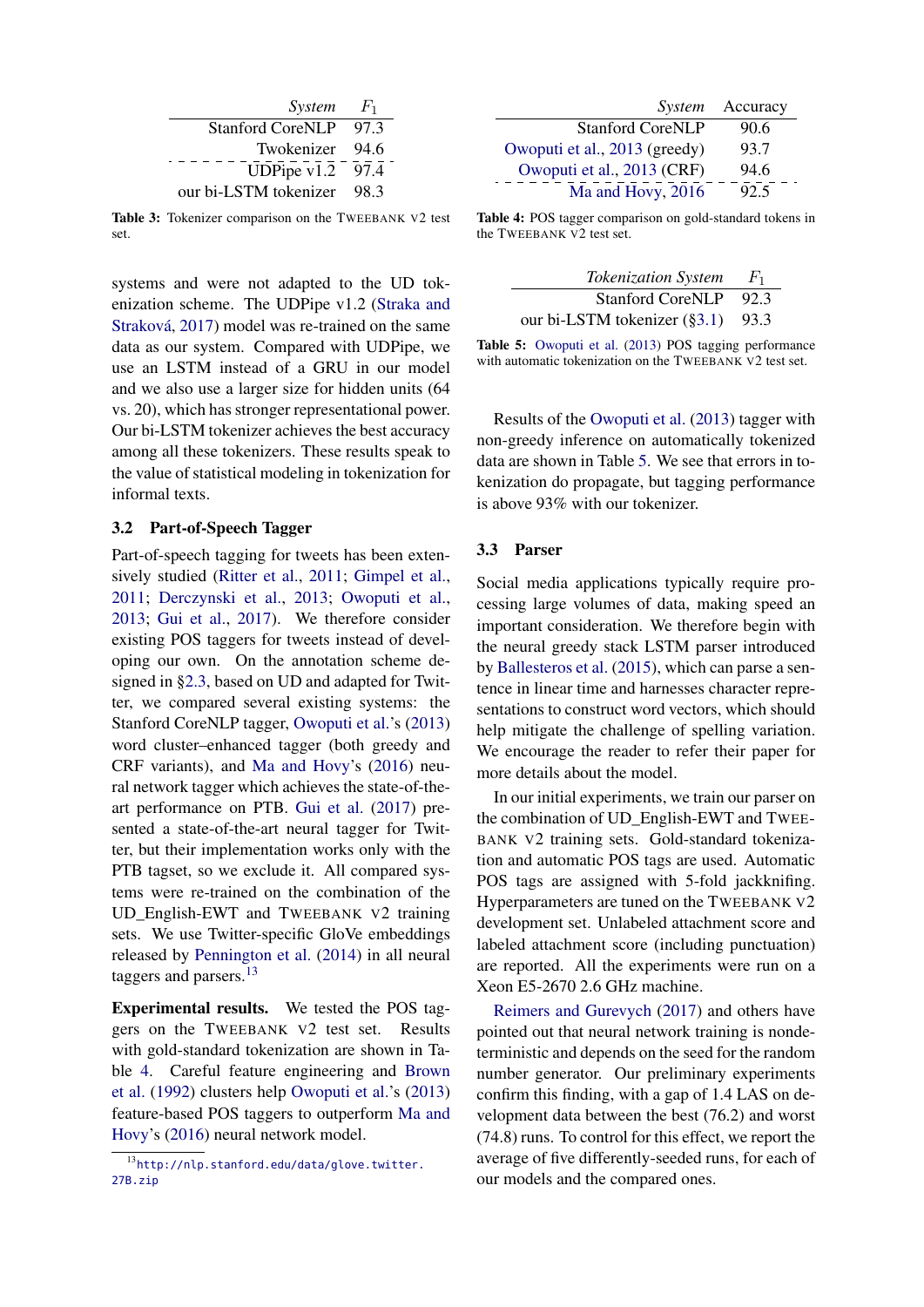| *System* | $F_1$ |
|---|---|
| Stanford CoreNLP | 97.3 |
| Twokenizer | 94.6 |
| UDPipe v1.2 | 97.4 |
| our bi-LSTM tokenizer | 98.3 |

**Table 3:** Tokenizer comparison on the TWEEBANK V2 test set.

systems and were not adapted to the UD tokenization scheme. The UDPipe v1.2 (Straka and Straková, 2017) model was re-trained on the same data as our system. Compared with UDPipe, we use an LSTM instead of a GRU in our model and we also use a larger size for hidden units (64 vs. 20), which has stronger representational power. Our bi-LSTM tokenizer achieves the best accuracy among all these tokenizers. These results speak to the value of statistical modeling in tokenization for informal texts.

### 3.2 Part-of-Speech Tagger

Part-of-speech tagging for tweets has been extensively studied (Ritter et al., 2011; Gimpel et al., 2011; Derczynski et al., 2013; Owoputi et al., 2013; Gui et al., 2017). We therefore consider existing POS taggers for tweets instead of developing our own. On the annotation scheme designed in §2.3, based on UD and adapted for Twitter, we compared several existing systems: the Stanford CoreNLP tagger, Owoputi et al.'s (2013) word cluster–enhanced tagger (both greedy and CRF variants), and Ma and Hovy's (2016) neural network tagger which achieves the state-of-the-art performance on PTB. Gui et al. (2017) presented a state-of-the-art neural tagger for Twitter, but their implementation works only with the PTB tagset, so we exclude it. All compared systems were re-trained on the combination of the UD_English-EWT and TWEEBANK V2 training sets. We use Twitter-specific GloVe embeddings released by Pennington et al. (2014) in all neural taggers and parsers.[13]

**Experimental results.** We tested the POS taggers on the TWEEBANK V2 test set. Results with gold-standard tokenization are shown in Table 4. Careful feature engineering and Brown et al. (1992) clusters help Owoputi et al.'s (2013) feature-based POS taggers to outperform Ma and Hovy's (2016) neural network model.

[13] http://nlp.stanford.edu/data/glove.twitter.27B.zip

| *System* | Accuracy |
|---|---|
| Stanford CoreNLP | 90.6 |
| Owoputi et al., 2013 (greedy) | 93.7 |
| Owoputi et al., 2013 (CRF) | 94.6 |
| Ma and Hovy, 2016 | 92.5 |

**Table 4:** POS tagger comparison on gold-standard tokens in the TWEEBANK V2 test set.

| *Tokenization System* | $F_1$ |
|---|---|
| Stanford CoreNLP | 92.3 |
| our bi-LSTM tokenizer (§3.1) | 93.3 |

**Table 5:** Owoputi et al. (2013) POS tagging performance with automatic tokenization on the TWEEBANK V2 test set.

Results of the Owoputi et al. (2013) tagger with non-greedy inference on automatically tokenized data are shown in Table 5. We see that errors in tokenization do propagate, but tagging performance is above 93% with our tokenizer.

### 3.3 Parser

Social media applications typically require processing large volumes of data, making speed an important consideration. We therefore begin with the neural greedy stack LSTM parser introduced by Ballesteros et al. (2015), which can parse a sentence in linear time and harnesses character representations to construct word vectors, which should help mitigate the challenge of spelling variation. We encourage the reader to refer their paper for more details about the model.

In our initial experiments, we train our parser on the combination of UD_English-EWT and TWEEBANK V2 training sets. Gold-standard tokenization and automatic POS tags are used. Automatic POS tags are assigned with 5-fold jackknifing. Hyperparameters are tuned on the TWEEBANK V2 development set. Unlabeled attachment score and labeled attachment score (including punctuation) are reported. All the experiments were run on a Xeon E5-2670 2.6 GHz machine.

Reimers and Gurevych (2017) and others have pointed out that neural network training is nondeterministic and depends on the seed for the random number generator. Our preliminary experiments confirm this finding, with a gap of 1.4 LAS on development data between the best (76.2) and worst (74.8) runs. To control for this effect, we report the average of five differently-seeded runs, for each of our models and the compared ones.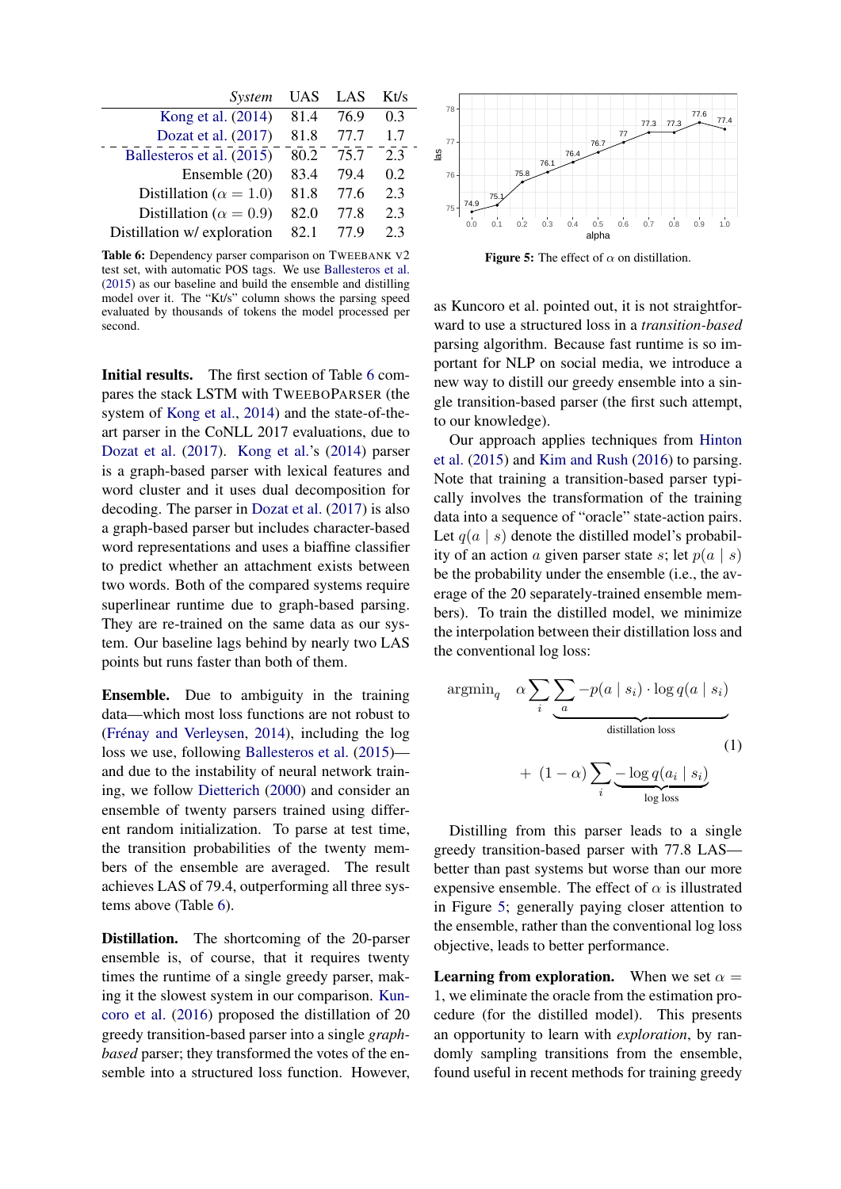| *System* | UAS | LAS | Kt/s |
|---|---|---|---|
| Kong et al. (2014) | 81.4 | 76.9 | 0.3 |
| Dozat et al. (2017) | 81.8 | 77.7 | 1.7 |
| Ballesteros et al. (2015) | 80.2 | 75.7 | 2.3 |
| Ensemble (20) | 83.4 | 79.4 | 0.2 |
| Distillation ($\alpha = 1.0$) | 81.8 | 77.6 | 2.3 |
| Distillation ($\alpha = 0.9$) | 82.0 | 77.8 | 2.3 |
| Distillation w/ exploration | 82.1 | 77.9 | 2.3 |

**Table 6:** Dependency parser comparison on TWEEBANK V2 test set, with automatic POS tags. We use Ballesteros et al. (2015) as our baseline and build the ensemble and distilling model over it. The "Kt/s" column shows the parsing speed evaluated by thousands of tokens the model processed per second.

**Figure 5:** The effect of $\alpha$ on distillation.

**Initial results.** The first section of Table 6 compares the stack LSTM with TWEEBOPARSER (the system of Kong et al., 2014) and the state-of-the-art parser in the CoNLL 2017 evaluations, due to Dozat et al. (2017). Kong et al.'s (2014) parser is a graph-based parser with lexical features and word cluster and it uses dual decomposition for decoding. The parser in Dozat et al. (2017) is also a graph-based parser but includes character-based word representations and uses a biaffine classifier to predict whether an attachment exists between two words. Both of the compared systems require superlinear runtime due to graph-based parsing. They are re-trained on the same data as our system. Our baseline lags behind by nearly two LAS points but runs faster than both of them.

**Ensemble.** Due to ambiguity in the training data—which most loss functions are not robust to (Frénay and Verleysen, 2014), including the log loss we use, following Ballesteros et al. (2015)—and due to the instability of neural network training, we follow Dietterich (2000) and consider an ensemble of twenty parsers trained using different random initialization. To parse at test time, the transition probabilities of the twenty members of the ensemble are averaged. The result achieves LAS of 79.4, outperforming all three systems above (Table 6).

**Distillation.** The shortcoming of the 20-parser ensemble is, of course, that it requires twenty times the runtime of a single greedy parser, making it the slowest system in our comparison. Kuncoro et al. (2016) proposed the distillation of 20 greedy transition-based parser into a single *graph-based* parser; they transformed the votes of the ensemble into a structured loss function. However, as Kuncoro et al. pointed out, it is not straightforward to use a structured loss in a *transition-based* parsing algorithm. Because fast runtime is so important for NLP on social media, we introduce a new way to distill our greedy ensemble into a single transition-based parser (the first such attempt, to our knowledge).

Our approach applies techniques from Hinton et al. (2015) and Kim and Rush (2016) to parsing. Note that training a transition-based parser typically involves the transformation of the training data into a sequence of "oracle" state-action pairs. Let $q(a \mid s)$ denote the distilled model's probability of an action $a$ given parser state $s$; let $p(a \mid s)$ be the probability under the ensemble (i.e., the average of the 20 separately-trained ensemble members). To train the distilled model, we minimize the interpolation between their distillation loss and the conventional log loss:

$$\operatorname{argmin}_q \quad \alpha \sum_i \underbrace{\sum_a -p(a \mid s_i) \cdot \log q(a \mid s_i)}_{\text{distillation loss}} \\ + (1-\alpha) \sum_i \underbrace{-\log q(a_i \mid s_i)}_{\text{log loss}} \tag{1}$$

Distilling from this parser leads to a single greedy transition-based parser with 77.8 LAS—better than past systems but worse than our more expensive ensemble. The effect of $\alpha$ is illustrated in Figure 5; generally paying closer attention to the ensemble, rather than the conventional log loss objective, leads to better performance.

**Learning from exploration.** When we set $\alpha = 1$, we eliminate the oracle from the estimation procedure (for the distilled model). This presents an opportunity to learn with *exploration*, by randomly sampling transitions from the ensemble, found useful in recent methods for training greedy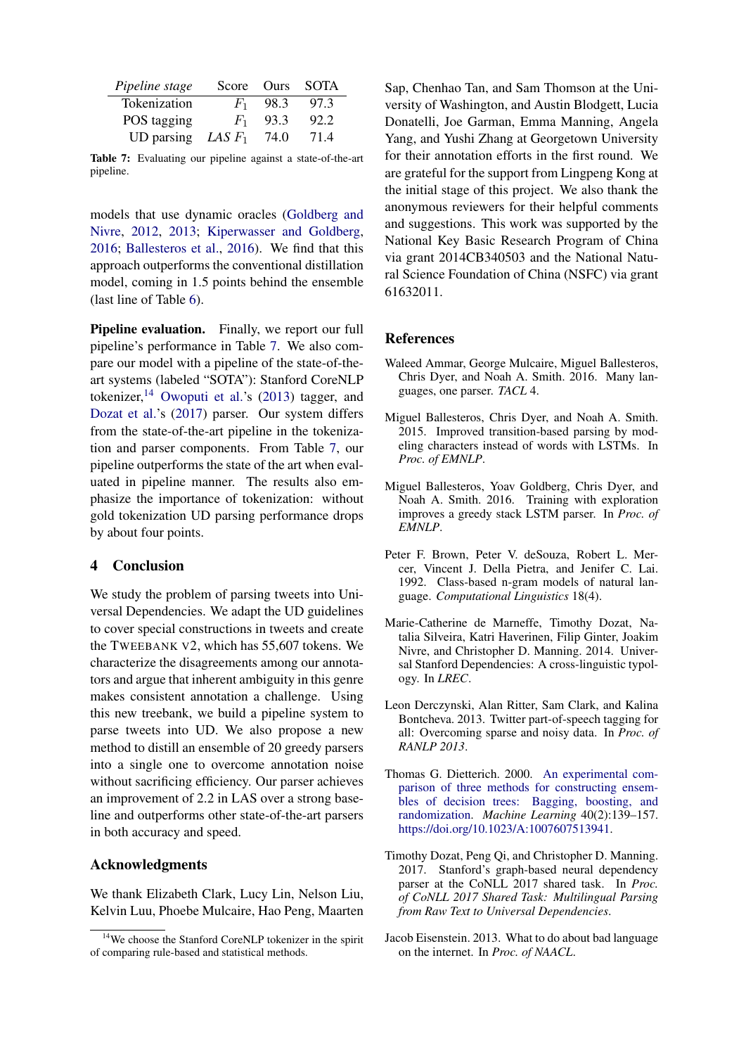| *Pipeline stage* | Score | Ours | SOTA |
|---|---|---|---|
| Tokenization | $F_1$ | 98.3 | 97.3 |
| POS tagging | $F_1$ | 93.3 | 92.2 |
| UD parsing | *LAS* $F_1$ | 74.0 | 71.4 |

**Table 7:** Evaluating our pipeline against a state-of-the-art pipeline.

models that use dynamic oracles (Goldberg and Nivre, 2012, 2013; Kiperwasser and Goldberg, 2016; Ballesteros et al., 2016). We find that this approach outperforms the conventional distillation model, coming in 1.5 points behind the ensemble (last line of Table 6).

**Pipeline evaluation.** Finally, we report our full pipeline's performance in Table 7. We also compare our model with a pipeline of the state-of-the-art systems (labeled "SOTA"): Stanford CoreNLP tokenizer,[14] Owoputi et al.'s (2013) tagger, and Dozat et al.'s (2017) parser. Our system differs from the state-of-the-art pipeline in the tokenization and parser components. From Table 7, our pipeline outperforms the state of the art when evaluated in pipeline manner. The results also emphasize the importance of tokenization: without gold tokenization UD parsing performance drops by about four points.

## 4 Conclusion

We study the problem of parsing tweets into Universal Dependencies. We adapt the UD guidelines to cover special constructions in tweets and create the TWEEBANK V2, which has 55,607 tokens. We characterize the disagreements among our annotators and argue that inherent ambiguity in this genre makes consistent annotation a challenge. Using this new treebank, we build a pipeline system to parse tweets into UD. We also propose a new method to distill an ensemble of 20 greedy parsers into a single one to overcome annotation noise without sacrificing efficiency. Our parser achieves an improvement of 2.2 in LAS over a strong baseline and outperforms other state-of-the-art parsers in both accuracy and speed.

## Acknowledgments

We thank Elizabeth Clark, Lucy Lin, Nelson Liu, Kelvin Luu, Phoebe Mulcaire, Hao Peng, Maarten Sap, Chenhao Tan, and Sam Thomson at the University of Washington, and Austin Blodgett, Lucia Donatelli, Joe Garman, Emma Manning, Angela Yang, and Yushi Zhang at Georgetown University for their annotation efforts in the first round. We are grateful for the support from Lingpeng Kong at the initial stage of this project. We also thank the anonymous reviewers for their helpful comments and suggestions. This work was supported by the National Key Basic Research Program of China via grant 2014CB340503 and the National Natural Science Foundation of China (NSFC) via grant 61632011.

[14] We choose the Stanford CoreNLP tokenizer in the spirit of comparing rule-based and statistical methods.

## References

Waleed Ammar, George Mulcaire, Miguel Ballesteros, Chris Dyer, and Noah A. Smith. 2016. Many languages, one parser. *TACL* 4.

Miguel Ballesteros, Chris Dyer, and Noah A. Smith. 2015. Improved transition-based parsing by modeling characters instead of words with LSTMs. In *Proc. of EMNLP*.

Miguel Ballesteros, Yoav Goldberg, Chris Dyer, and Noah A. Smith. 2016. Training with exploration improves a greedy stack LSTM parser. In *Proc. of EMNLP*.

Peter F. Brown, Peter V. deSouza, Robert L. Mercer, Vincent J. Della Pietra, and Jenifer C. Lai. 1992. Class-based n-gram models of natural language. *Computational Linguistics* 18(4).

Marie-Catherine de Marneffe, Timothy Dozat, Natalia Silveira, Katri Haverinen, Filip Ginter, Joakim Nivre, and Christopher D. Manning. 2014. Universal Stanford Dependencies: A cross-linguistic typology. In *LREC*.

Leon Derczynski, Alan Ritter, Sam Clark, and Kalina Bontcheva. 2013. Twitter part-of-speech tagging for all: Overcoming sparse and noisy data. In *Proc. of RANLP 2013*.

Thomas G. Dietterich. 2000. An experimental comparison of three methods for constructing ensembles of decision trees: Bagging, boosting, and randomization. *Machine Learning* 40(2):139–157. https://doi.org/10.1023/A:1007607513941.

Timothy Dozat, Peng Qi, and Christopher D. Manning. 2017. Stanford's graph-based neural dependency parser at the CoNLL 2017 shared task. In *Proc. of CoNLL 2017 Shared Task: Multilingual Parsing from Raw Text to Universal Dependencies*.

Jacob Eisenstein. 2013. What to do about bad language on the internet. In *Proc. of NAACL*.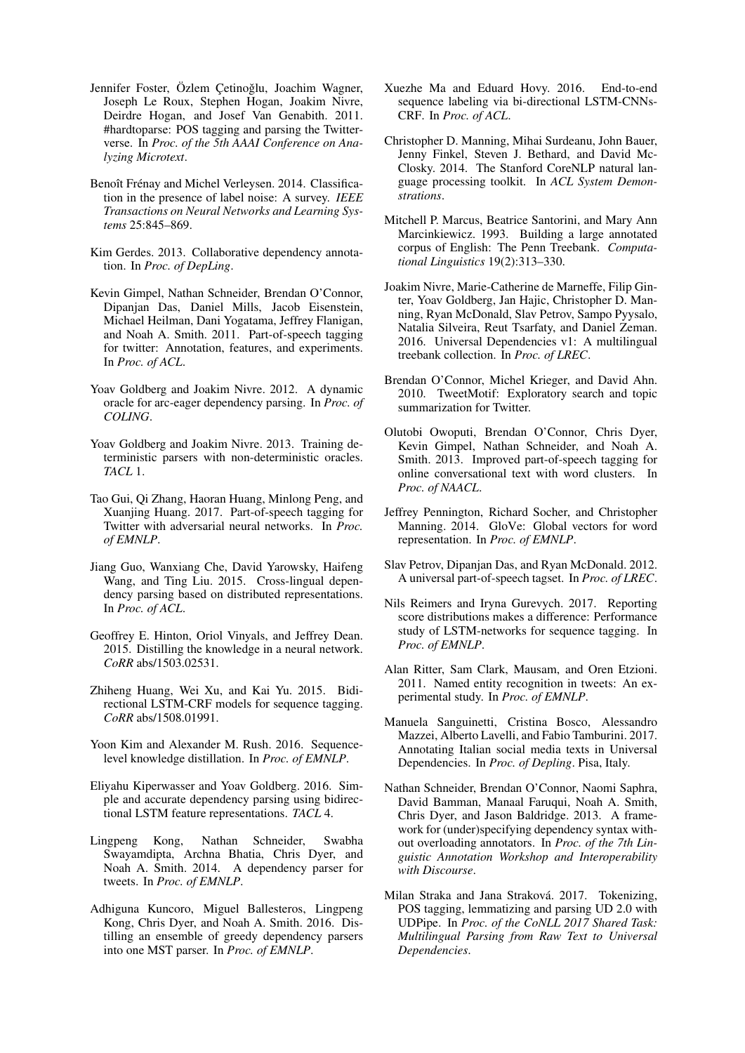Jennifer Foster, Özlem Çetinoğlu, Joachim Wagner, Joseph Le Roux, Stephen Hogan, Joakim Nivre, Deirdre Hogan, and Josef Van Genabith. 2011. #hardtoparse: POS tagging and parsing the Twitterverse. In *Proc. of the 5th AAAI Conference on Analyzing Microtext*.

Benoît Frénay and Michel Verleysen. 2014. Classification in the presence of label noise: A survey. *IEEE Transactions on Neural Networks and Learning Systems* 25:845–869.

Kim Gerdes. 2013. Collaborative dependency annotation. In *Proc. of DepLing*.

Kevin Gimpel, Nathan Schneider, Brendan O'Connor, Dipanjan Das, Daniel Mills, Jacob Eisenstein, Michael Heilman, Dani Yogatama, Jeffrey Flanigan, and Noah A. Smith. 2011. Part-of-speech tagging for twitter: Annotation, features, and experiments. In *Proc. of ACL*.

Yoav Goldberg and Joakim Nivre. 2012. A dynamic oracle for arc-eager dependency parsing. In *Proc. of COLING*.

Yoav Goldberg and Joakim Nivre. 2013. Training deterministic parsers with non-deterministic oracles. *TACL* 1.

Tao Gui, Qi Zhang, Haoran Huang, Minlong Peng, and Xuanjing Huang. 2017. Part-of-speech tagging for Twitter with adversarial neural networks. In *Proc. of EMNLP*.

Jiang Guo, Wanxiang Che, David Yarowsky, Haifeng Wang, and Ting Liu. 2015. Cross-lingual dependency parsing based on distributed representations. In *Proc. of ACL*.

Geoffrey E. Hinton, Oriol Vinyals, and Jeffrey Dean. 2015. Distilling the knowledge in a neural network. *CoRR* abs/1503.02531.

Zhiheng Huang, Wei Xu, and Kai Yu. 2015. Bidirectional LSTM-CRF models for sequence tagging. *CoRR* abs/1508.01991.

Yoon Kim and Alexander M. Rush. 2016. Sequence-level knowledge distillation. In *Proc. of EMNLP*.

Eliyahu Kiperwasser and Yoav Goldberg. 2016. Simple and accurate dependency parsing using bidirectional LSTM feature representations. *TACL* 4.

Lingpeng Kong, Nathan Schneider, Swabha Swayamdipta, Archna Bhatia, Chris Dyer, and Noah A. Smith. 2014. A dependency parser for tweets. In *Proc. of EMNLP*.

Adhiguna Kuncoro, Miguel Ballesteros, Lingpeng Kong, Chris Dyer, and Noah A. Smith. 2016. Distilling an ensemble of greedy dependency parsers into one MST parser. In *Proc. of EMNLP*.

Xuezhe Ma and Eduard Hovy. 2016. End-to-end sequence labeling via bi-directional LSTM-CNNs-CRF. In *Proc. of ACL*.

Christopher D. Manning, Mihai Surdeanu, John Bauer, Jenny Finkel, Steven J. Bethard, and David McClosky. 2014. The Stanford CoreNLP natural language processing toolkit. In *ACL System Demonstrations*.

Mitchell P. Marcus, Beatrice Santorini, and Mary Ann Marcinkiewicz. 1993. Building a large annotated corpus of English: The Penn Treebank. *Computational Linguistics* 19(2):313–330.

Joakim Nivre, Marie-Catherine de Marneffe, Filip Ginter, Yoav Goldberg, Jan Hajic, Christopher D. Manning, Ryan McDonald, Slav Petrov, Sampo Pyysalo, Natalia Silveira, Reut Tsarfaty, and Daniel Zeman. 2016. Universal Dependencies v1: A multilingual treebank collection. In *Proc. of LREC*.

Brendan O'Connor, Michel Krieger, and David Ahn. 2010. TweetMotif: Exploratory search and topic summarization for Twitter.

Olutobi Owoputi, Brendan O'Connor, Chris Dyer, Kevin Gimpel, Nathan Schneider, and Noah A. Smith. 2013. Improved part-of-speech tagging for online conversational text with word clusters. In *Proc. of NAACL*.

Jeffrey Pennington, Richard Socher, and Christopher Manning. 2014. GloVe: Global vectors for word representation. In *Proc. of EMNLP*.

Slav Petrov, Dipanjan Das, and Ryan McDonald. 2012. A universal part-of-speech tagset. In *Proc. of LREC*.

Nils Reimers and Iryna Gurevych. 2017. Reporting score distributions makes a difference: Performance study of LSTM-networks for sequence tagging. In *Proc. of EMNLP*.

Alan Ritter, Sam Clark, Mausam, and Oren Etzioni. 2011. Named entity recognition in tweets: An experimental study. In *Proc. of EMNLP*.

Manuela Sanguinetti, Cristina Bosco, Alessandro Mazzei, Alberto Lavelli, and Fabio Tamburini. 2017. Annotating Italian social media texts in Universal Dependencies. In *Proc. of Depling*. Pisa, Italy.

Nathan Schneider, Brendan O'Connor, Naomi Saphra, David Bamman, Manaal Faruqui, Noah A. Smith, Chris Dyer, and Jason Baldridge. 2013. A framework for (under)specifying dependency syntax without overloading annotators. In *Proc. of the 7th Linguistic Annotation Workshop and Interoperability with Discourse*.

Milan Straka and Jana Straková. 2017. Tokenizing, POS tagging, lemmatizing and parsing UD 2.0 with UDPipe. In *Proc. of the CoNLL 2017 Shared Task: Multilingual Parsing from Raw Text to Universal Dependencies*.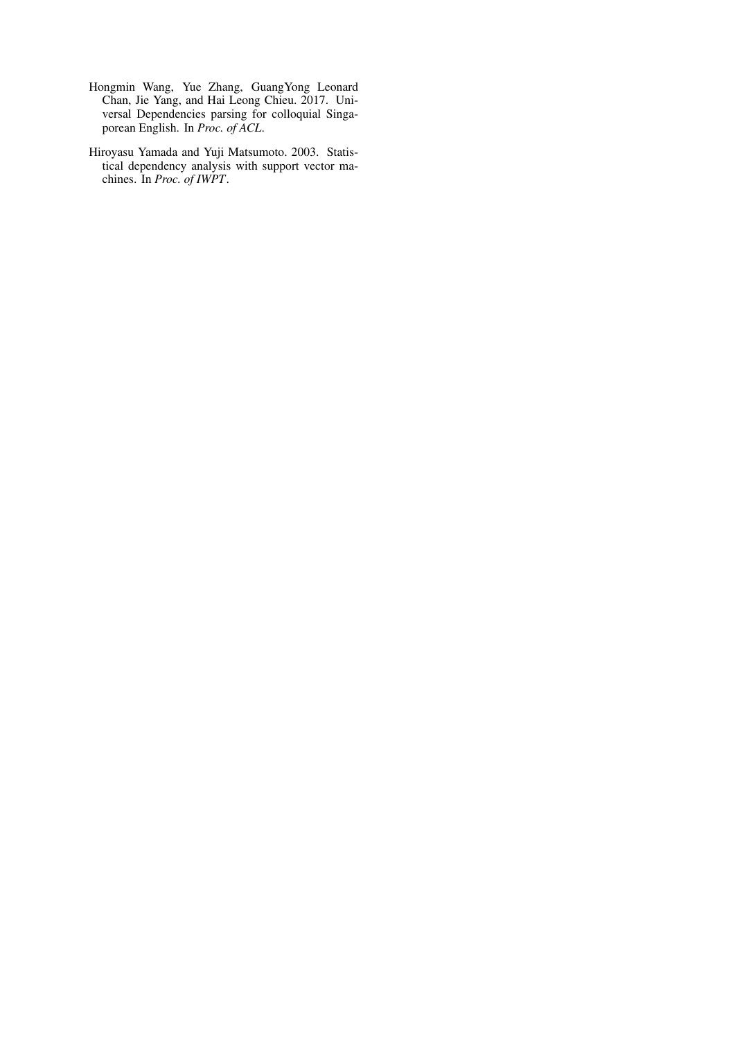Hongmin Wang, Yue Zhang, GuangYong Leonard Chan, Jie Yang, and Hai Leong Chieu. 2017. Universal Dependencies parsing for colloquial Singaporean English. In *Proc. of ACL*.

Hiroyasu Yamada and Yuji Matsumoto. 2003. Statistical dependency analysis with support vector machines. In *Proc. of IWPT*.